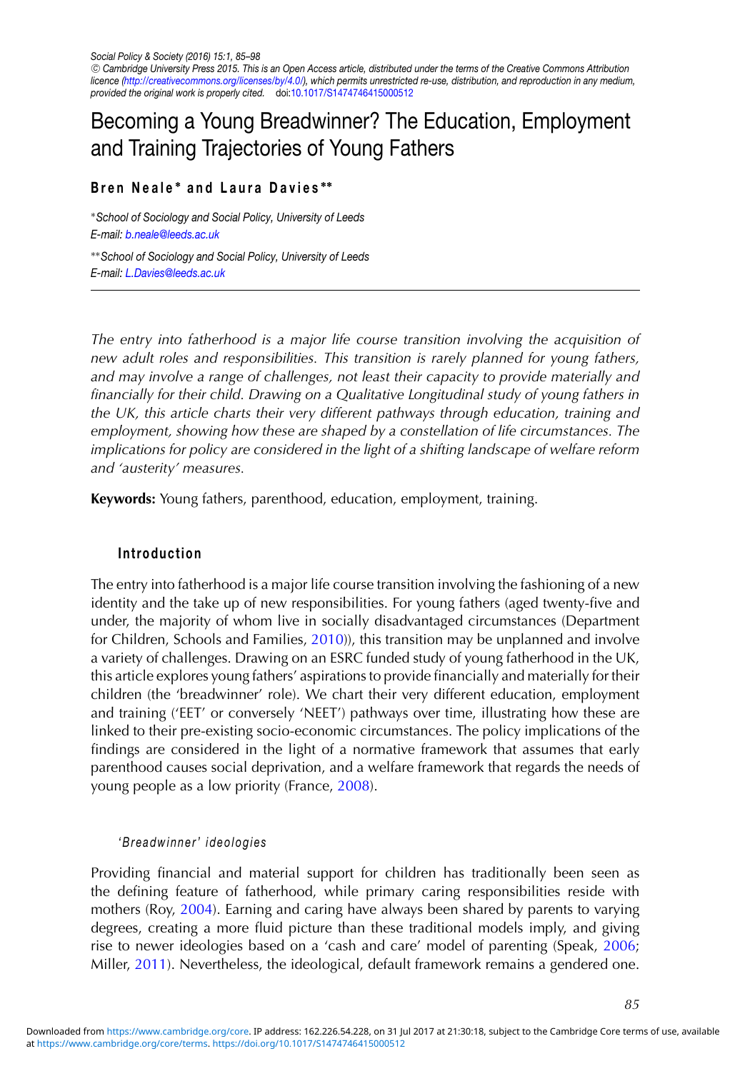*Social Policy & Society (2016) 15:1, 85–98*
*© Cambridge University Press 2015. This is an Open Access article, distributed under the terms of the Creative Commons Attribution licence (http://creativecommons.org/licenses/by/4.0/), which permits unrestricted re-use, distribution, and reproduction in any medium, provided the original work is properly cited.* doi:10.1017/S1474746415000512

# Becoming a Young Breadwinner? The Education, Employment and Training Trajectories of Young Fathers

**Bren Neale\* and Laura Davies\*\***

\*School of Sociology and Social Policy, University of Leeds
E-mail: b.neale@leeds.ac.uk

\*\*School of Sociology and Social Policy, University of Leeds
E-mail: L.Davies@leeds.ac.uk

*The entry into fatherhood is a major life course transition involving the acquisition of new adult roles and responsibilities. This transition is rarely planned for young fathers, and may involve a range of challenges, not least their capacity to provide materially and financially for their child. Drawing on a Qualitative Longitudinal study of young fathers in the UK, this article charts their very different pathways through education, training and employment, showing how these are shaped by a constellation of life circumstances. The implications for policy are considered in the light of a shifting landscape of welfare reform and 'austerity' measures.*

**Keywords:** Young fathers, parenthood, education, employment, training.

## Introduction

The entry into fatherhood is a major life course transition involving the fashioning of a new identity and the take up of new responsibilities. For young fathers (aged twenty-five and under, the majority of whom live in socially disadvantaged circumstances (Department for Children, Schools and Families, 2010)), this transition may be unplanned and involve a variety of challenges. Drawing on an ESRC funded study of young fatherhood in the UK, this article explores young fathers' aspirations to provide financially and materially for their children (the 'breadwinner' role). We chart their very different education, employment and training ('EET' or conversely 'NEET') pathways over time, illustrating how these are linked to their pre-existing socio-economic circumstances. The policy implications of the findings are considered in the light of a normative framework that assumes that early parenthood causes social deprivation, and a welfare framework that regards the needs of young people as a low priority (France, 2008).

### *'Breadwinner' ideologies*

Providing financial and material support for children has traditionally been seen as the defining feature of fatherhood, while primary caring responsibilities reside with mothers (Roy, 2004). Earning and caring have always been shared by parents to varying degrees, creating a more fluid picture than these traditional models imply, and giving rise to newer ideologies based on a 'cash and care' model of parenting (Speak, 2006; Miller, 2011). Nevertheless, the ideological, default framework remains a gendered one.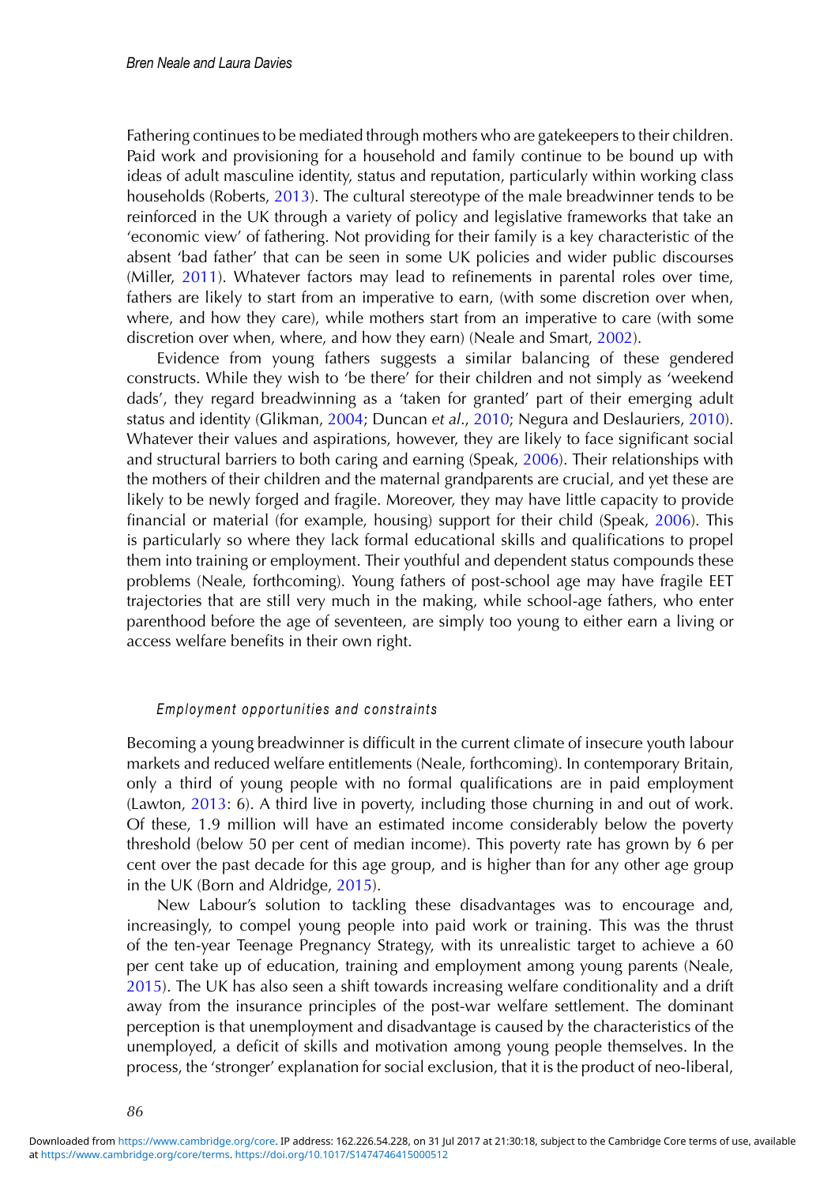Fathering continues to be mediated through mothers who are gatekeepers to their children. Paid work and provisioning for a household and family continue to be bound up with ideas of adult masculine identity, status and reputation, particularly within working class households (Roberts, 2013). The cultural stereotype of the male breadwinner tends to be reinforced in the UK through a variety of policy and legislative frameworks that take an 'economic view' of fathering. Not providing for their family is a key characteristic of the absent 'bad father' that can be seen in some UK policies and wider public discourses (Miller, 2011). Whatever factors may lead to refinements in parental roles over time, fathers are likely to start from an imperative to earn, (with some discretion over when, where, and how they care), while mothers start from an imperative to care (with some discretion over when, where, and how they earn) (Neale and Smart, 2002).

Evidence from young fathers suggests a similar balancing of these gendered constructs. While they wish to 'be there' for their children and not simply as 'weekend dads', they regard breadwinning as a 'taken for granted' part of their emerging adult status and identity (Glikman, 2004; Duncan *et al*., 2010; Negura and Deslauriers, 2010). Whatever their values and aspirations, however, they are likely to face significant social and structural barriers to both caring and earning (Speak, 2006). Their relationships with the mothers of their children and the maternal grandparents are crucial, and yet these are likely to be newly forged and fragile. Moreover, they may have little capacity to provide financial or material (for example, housing) support for their child (Speak, 2006). This is particularly so where they lack formal educational skills and qualifications to propel them into training or employment. Their youthful and dependent status compounds these problems (Neale, forthcoming). Young fathers of post-school age may have fragile EET trajectories that are still very much in the making, while school-age fathers, who enter parenthood before the age of seventeen, are simply too young to either earn a living or access welfare benefits in their own right.

### *Employment opportunities and constraints*

Becoming a young breadwinner is difficult in the current climate of insecure youth labour markets and reduced welfare entitlements (Neale, forthcoming). In contemporary Britain, only a third of young people with no formal qualifications are in paid employment (Lawton, 2013: 6). A third live in poverty, including those churning in and out of work. Of these, 1.9 million will have an estimated income considerably below the poverty threshold (below 50 per cent of median income). This poverty rate has grown by 6 per cent over the past decade for this age group, and is higher than for any other age group in the UK (Born and Aldridge, 2015).

New Labour's solution to tackling these disadvantages was to encourage and, increasingly, to compel young people into paid work or training. This was the thrust of the ten-year Teenage Pregnancy Strategy, with its unrealistic target to achieve a 60 per cent take up of education, training and employment among young parents (Neale, 2015). The UK has also seen a shift towards increasing welfare conditionality and a drift away from the insurance principles of the post-war welfare settlement. The dominant perception is that unemployment and disadvantage is caused by the characteristics of the unemployed, a deficit of skills and motivation among young people themselves. In the process, the 'stronger' explanation for social exclusion, that it is the product of neo-liberal,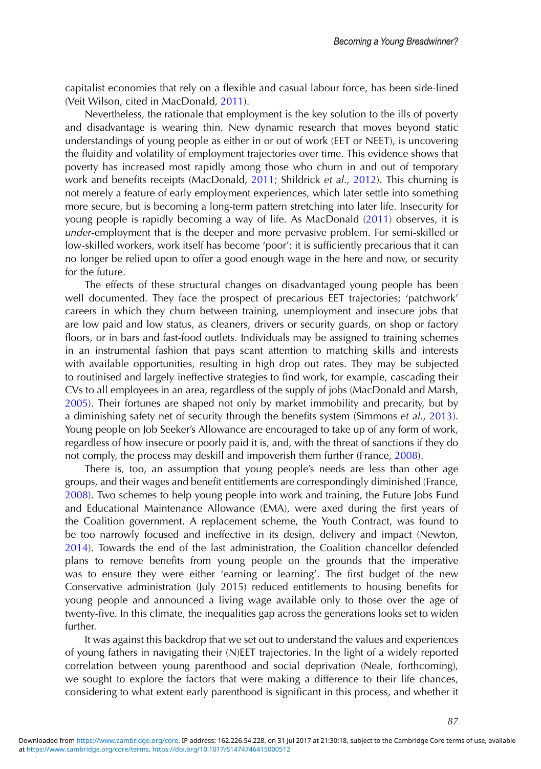capitalist economies that rely on a flexible and casual labour force, has been side-lined (Veit Wilson, cited in MacDonald, 2011).

Nevertheless, the rationale that employment is the key solution to the ills of poverty and disadvantage is wearing thin. New dynamic research that moves beyond static understandings of young people as either in or out of work (EET or NEET), is uncovering the fluidity and volatility of employment trajectories over time. This evidence shows that poverty has increased most rapidly among those who churn in and out of temporary work and benefits receipts (MacDonald, 2011; Shildrick *et al*., 2012). This churning is not merely a feature of early employment experiences, which later settle into something more secure, but is becoming a long-term pattern stretching into later life. Insecurity for young people is rapidly becoming a way of life. As MacDonald (2011) observes, it is *under*-employment that is the deeper and more pervasive problem. For semi-skilled or low-skilled workers, work itself has become 'poor': it is sufficiently precarious that it can no longer be relied upon to offer a good enough wage in the here and now, or security for the future.

The effects of these structural changes on disadvantaged young people has been well documented. They face the prospect of precarious EET trajectories; 'patchwork' careers in which they churn between training, unemployment and insecure jobs that are low paid and low status, as cleaners, drivers or security guards, on shop or factory floors, or in bars and fast-food outlets. Individuals may be assigned to training schemes in an instrumental fashion that pays scant attention to matching skills and interests with available opportunities, resulting in high drop out rates. They may be subjected to routinised and largely ineffective strategies to find work, for example, cascading their CVs to all employees in an area, regardless of the supply of jobs (MacDonald and Marsh, 2005). Their fortunes are shaped not only by market immobility and precarity, but by a diminishing safety net of security through the benefits system (Simmons *et al*., 2013). Young people on Job Seeker's Allowance are encouraged to take up of any form of work, regardless of how insecure or poorly paid it is, and, with the threat of sanctions if they do not comply, the process may deskill and impoverish them further (France, 2008).

There is, too, an assumption that young people's needs are less than other age groups, and their wages and benefit entitlements are correspondingly diminished (France, 2008). Two schemes to help young people into work and training, the Future Jobs Fund and Educational Maintenance Allowance (EMA), were axed during the first years of the Coalition government. A replacement scheme, the Youth Contract, was found to be too narrowly focused and ineffective in its design, delivery and impact (Newton, 2014). Towards the end of the last administration, the Coalition chancellor defended plans to remove benefits from young people on the grounds that the imperative was to ensure they were either 'earning or learning'. The first budget of the new Conservative administration (July 2015) reduced entitlements to housing benefits for young people and announced a living wage available only to those over the age of twenty-five. In this climate, the inequalities gap across the generations looks set to widen further.

It was against this backdrop that we set out to understand the values and experiences of young fathers in navigating their (N)EET trajectories. In the light of a widely reported correlation between young parenthood and social deprivation (Neale, forthcoming), we sought to explore the factors that were making a difference to their life chances, considering to what extent early parenthood is significant in this process, and whether it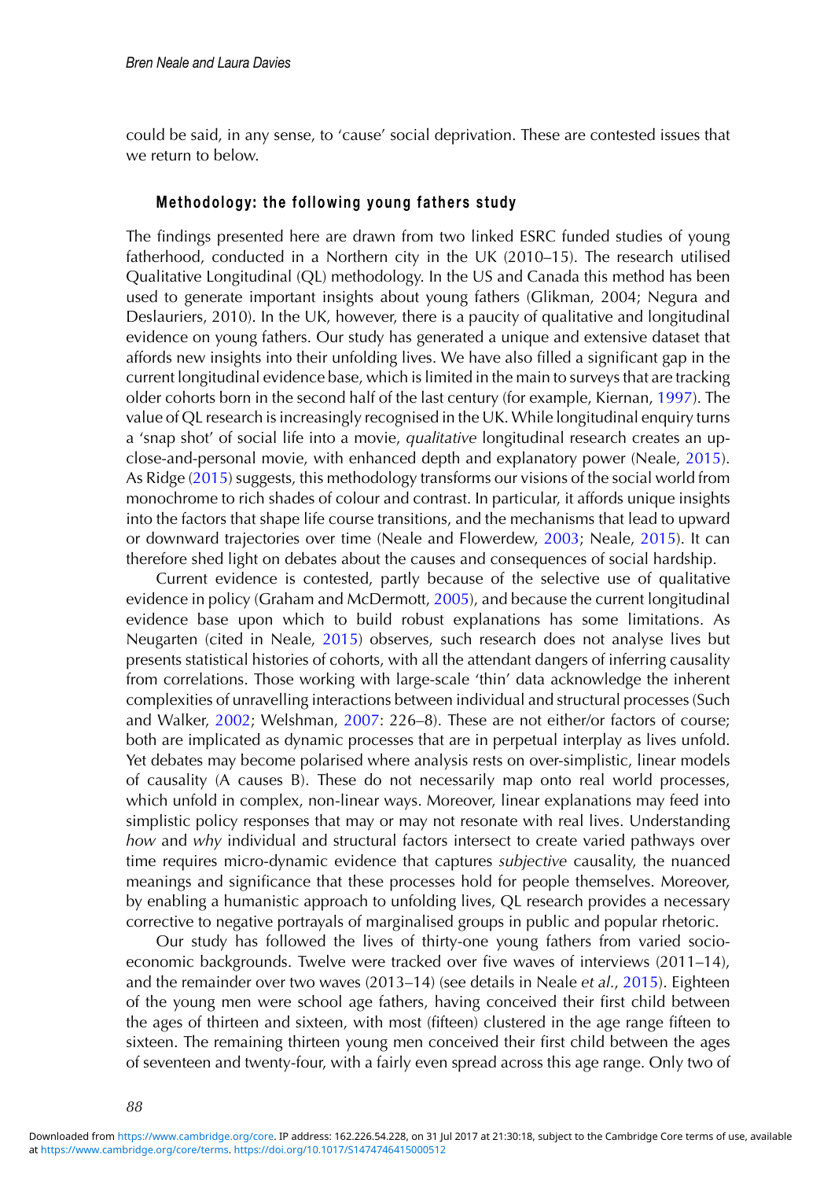could be said, in any sense, to 'cause' social deprivation. These are contested issues that we return to below.

## Methodology: the following young fathers study

The findings presented here are drawn from two linked ESRC funded studies of young fatherhood, conducted in a Northern city in the UK (2010–15). The research utilised Qualitative Longitudinal (QL) methodology. In the US and Canada this method has been used to generate important insights about young fathers (Glikman, 2004; Negura and Deslauriers, 2010). In the UK, however, there is a paucity of qualitative and longitudinal evidence on young fathers. Our study has generated a unique and extensive dataset that affords new insights into their unfolding lives. We have also filled a significant gap in the current longitudinal evidence base, which is limited in the main to surveys that are tracking older cohorts born in the second half of the last century (for example, Kiernan, 1997). The value of QL research is increasingly recognised in the UK. While longitudinal enquiry turns a 'snap shot' of social life into a movie, *qualitative* longitudinal research creates an up-close-and-personal movie, with enhanced depth and explanatory power (Neale, 2015). As Ridge (2015) suggests, this methodology transforms our visions of the social world from monochrome to rich shades of colour and contrast. In particular, it affords unique insights into the factors that shape life course transitions, and the mechanisms that lead to upward or downward trajectories over time (Neale and Flowerdew, 2003; Neale, 2015). It can therefore shed light on debates about the causes and consequences of social hardship.

Current evidence is contested, partly because of the selective use of qualitative evidence in policy (Graham and McDermott, 2005), and because the current longitudinal evidence base upon which to build robust explanations has some limitations. As Neugarten (cited in Neale, 2015) observes, such research does not analyse lives but presents statistical histories of cohorts, with all the attendant dangers of inferring causality from correlations. Those working with large-scale 'thin' data acknowledge the inherent complexities of unravelling interactions between individual and structural processes (Such and Walker, 2002; Welshman, 2007: 226–8). These are not either/or factors of course; both are implicated as dynamic processes that are in perpetual interplay as lives unfold. Yet debates may become polarised where analysis rests on over-simplistic, linear models of causality (A causes B). These do not necessarily map onto real world processes, which unfold in complex, non-linear ways. Moreover, linear explanations may feed into simplistic policy responses that may or may not resonate with real lives. Understanding *how* and *why* individual and structural factors intersect to create varied pathways over time requires micro-dynamic evidence that captures *subjective* causality, the nuanced meanings and significance that these processes hold for people themselves. Moreover, by enabling a humanistic approach to unfolding lives, QL research provides a necessary corrective to negative portrayals of marginalised groups in public and popular rhetoric.

Our study has followed the lives of thirty-one young fathers from varied socio-economic backgrounds. Twelve were tracked over five waves of interviews (2011–14), and the remainder over two waves (2013–14) (see details in Neale *et al.*, 2015). Eighteen of the young men were school age fathers, having conceived their first child between the ages of thirteen and sixteen, with most (fifteen) clustered in the age range fifteen to sixteen. The remaining thirteen young men conceived their first child between the ages of seventeen and twenty-four, with a fairly even spread across this age range. Only two of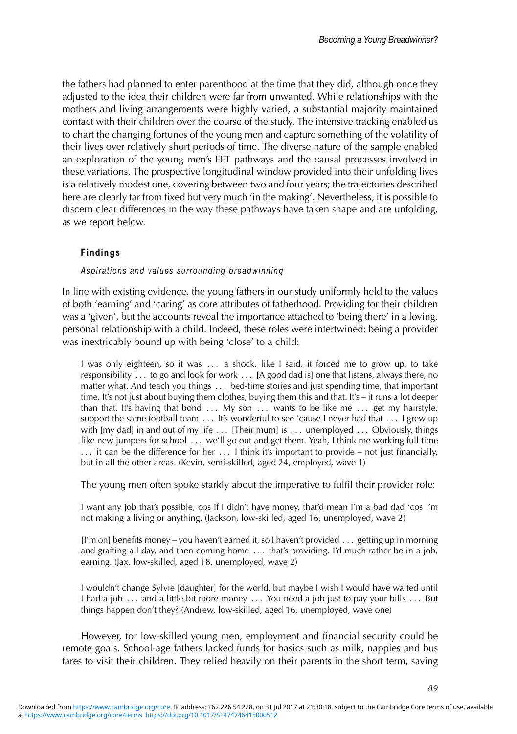the fathers had planned to enter parenthood at the time that they did, although once they adjusted to the idea their children were far from unwanted. While relationships with the mothers and living arrangements were highly varied, a substantial majority maintained contact with their children over the course of the study. The intensive tracking enabled us to chart the changing fortunes of the young men and capture something of the volatility of their lives over relatively short periods of time. The diverse nature of the sample enabled an exploration of the young men's EET pathways and the causal processes involved in these variations. The prospective longitudinal window provided into their unfolding lives is a relatively modest one, covering between two and four years; the trajectories described here are clearly far from fixed but very much 'in the making'. Nevertheless, it is possible to discern clear differences in the way these pathways have taken shape and are unfolding, as we report below.

## Findings

### *Aspirations and values surrounding breadwinning*

In line with existing evidence, the young fathers in our study uniformly held to the values of both 'earning' and 'caring' as core attributes of fatherhood. Providing for their children was a 'given', but the accounts reveal the importance attached to 'being there' in a loving, personal relationship with a child. Indeed, these roles were intertwined: being a provider was inextricably bound up with being 'close' to a child:

> I was only eighteen, so it was ... a shock, like I said, it forced me to grow up, to take responsibility ... to go and look for work ... [A good dad is] one that listens, always there, no matter what. And teach you things ... bed-time stories and just spending time, that important time. It's not just about buying them clothes, buying them this and that. It's – it runs a lot deeper than that. It's having that bond ... My son ... wants to be like me ... get my hairstyle, support the same football team ... It's wonderful to see 'cause I never had that ... I grew up with [my dad] in and out of my life ... [Their mum] is ... unemployed ... Obviously, things like new jumpers for school ... we'll go out and get them. Yeah, I think me working full time ... it can be the difference for her ... I think it's important to provide – not just financially, but in all the other areas. (Kevin, semi-skilled, aged 24, employed, wave 1)

The young men often spoke starkly about the imperative to fulfil their provider role:

> I want any job that's possible, cos if I didn't have money, that'd mean I'm a bad dad 'cos I'm not making a living or anything. (Jackson, low-skilled, aged 16, unemployed, wave 2)

> [I'm on] benefits money – you haven't earned it, so I haven't provided ... getting up in morning and grafting all day, and then coming home ... that's providing. I'd much rather be in a job, earning. (Jax, low-skilled, aged 18, unemployed, wave 2)

> I wouldn't change Sylvie [daughter] for the world, but maybe I wish I would have waited until I had a job ... and a little bit more money ... You need a job just to pay your bills ... But things happen don't they? (Andrew, low-skilled, aged 16, unemployed, wave one)

However, for low-skilled young men, employment and financial security could be remote goals. School-age fathers lacked funds for basics such as milk, nappies and bus fares to visit their children. They relied heavily on their parents in the short term, saving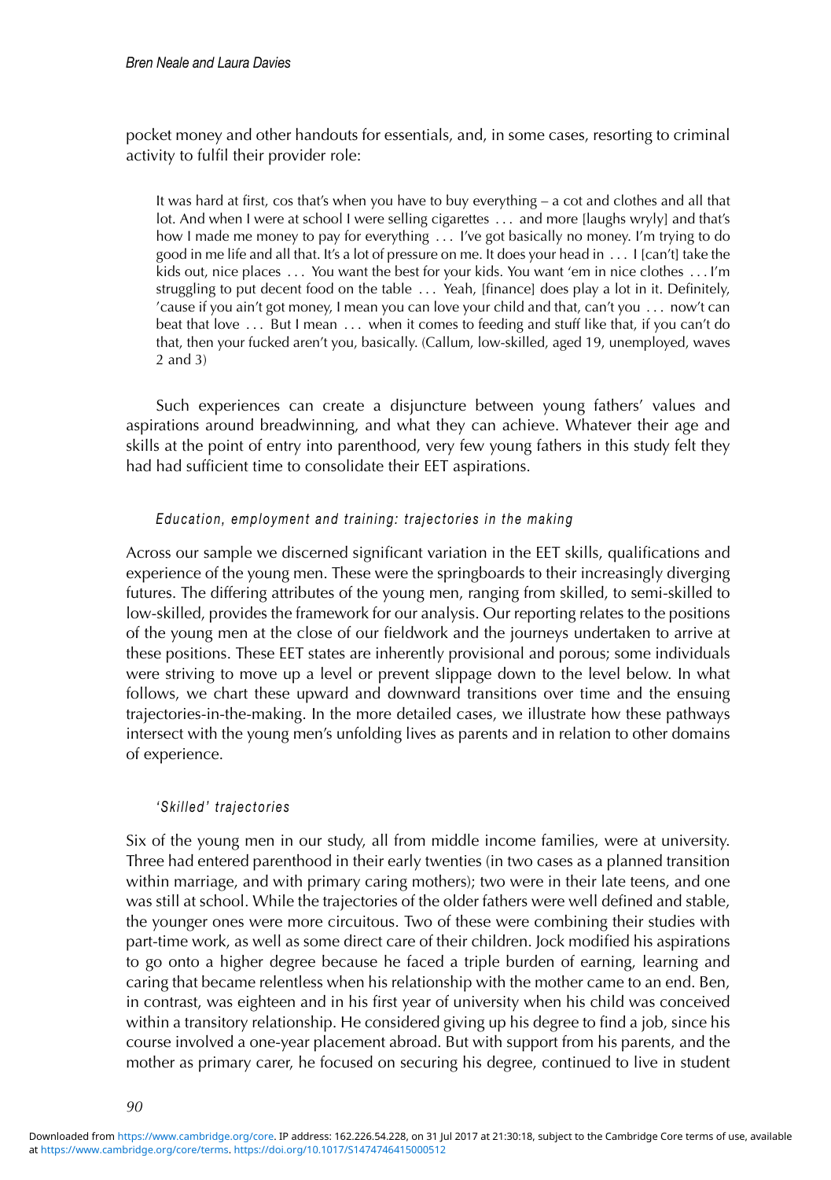pocket money and other handouts for essentials, and, in some cases, resorting to criminal activity to fulfil their provider role:

> It was hard at first, cos that's when you have to buy everything – a cot and clothes and all that lot. And when I were at school I were selling cigarettes ... and more [laughs wryly] and that's how I made me money to pay for everything ... I've got basically no money. I'm trying to do good in me life and all that. It's a lot of pressure on me. It does your head in ... I [can't] take the kids out, nice places ... You want the best for your kids. You want 'em in nice clothes ... I'm struggling to put decent food on the table ... Yeah, [finance] does play a lot in it. Definitely, 'cause if you ain't got money, I mean you can love your child and that, can't you ... now't can beat that love ... But I mean ... when it comes to feeding and stuff like that, if you can't do that, then your fucked aren't you, basically. (Callum, low-skilled, aged 19, unemployed, waves 2 and 3)

Such experiences can create a disjuncture between young fathers' values and aspirations around breadwinning, and what they can achieve. Whatever their age and skills at the point of entry into parenthood, very few young fathers in this study felt they had had sufficient time to consolidate their EET aspirations.

### *Education, employment and training: trajectories in the making*

Across our sample we discerned significant variation in the EET skills, qualifications and experience of the young men. These were the springboards to their increasingly diverging futures. The differing attributes of the young men, ranging from skilled, to semi-skilled to low-skilled, provides the framework for our analysis. Our reporting relates to the positions of the young men at the close of our fieldwork and the journeys undertaken to arrive at these positions. These EET states are inherently provisional and porous; some individuals were striving to move up a level or prevent slippage down to the level below. In what follows, we chart these upward and downward transitions over time and the ensuing trajectories-in-the-making. In the more detailed cases, we illustrate how these pathways intersect with the young men's unfolding lives as parents and in relation to other domains of experience.

#### *'Skilled' trajectories*

Six of the young men in our study, all from middle income families, were at university. Three had entered parenthood in their early twenties (in two cases as a planned transition within marriage, and with primary caring mothers); two were in their late teens, and one was still at school. While the trajectories of the older fathers were well defined and stable, the younger ones were more circuitous. Two of these were combining their studies with part-time work, as well as some direct care of their children. Jock modified his aspirations to go onto a higher degree because he faced a triple burden of earning, learning and caring that became relentless when his relationship with the mother came to an end. Ben, in contrast, was eighteen and in his first year of university when his child was conceived within a transitory relationship. He considered giving up his degree to find a job, since his course involved a one-year placement abroad. But with support from his parents, and the mother as primary carer, he focused on securing his degree, continued to live in student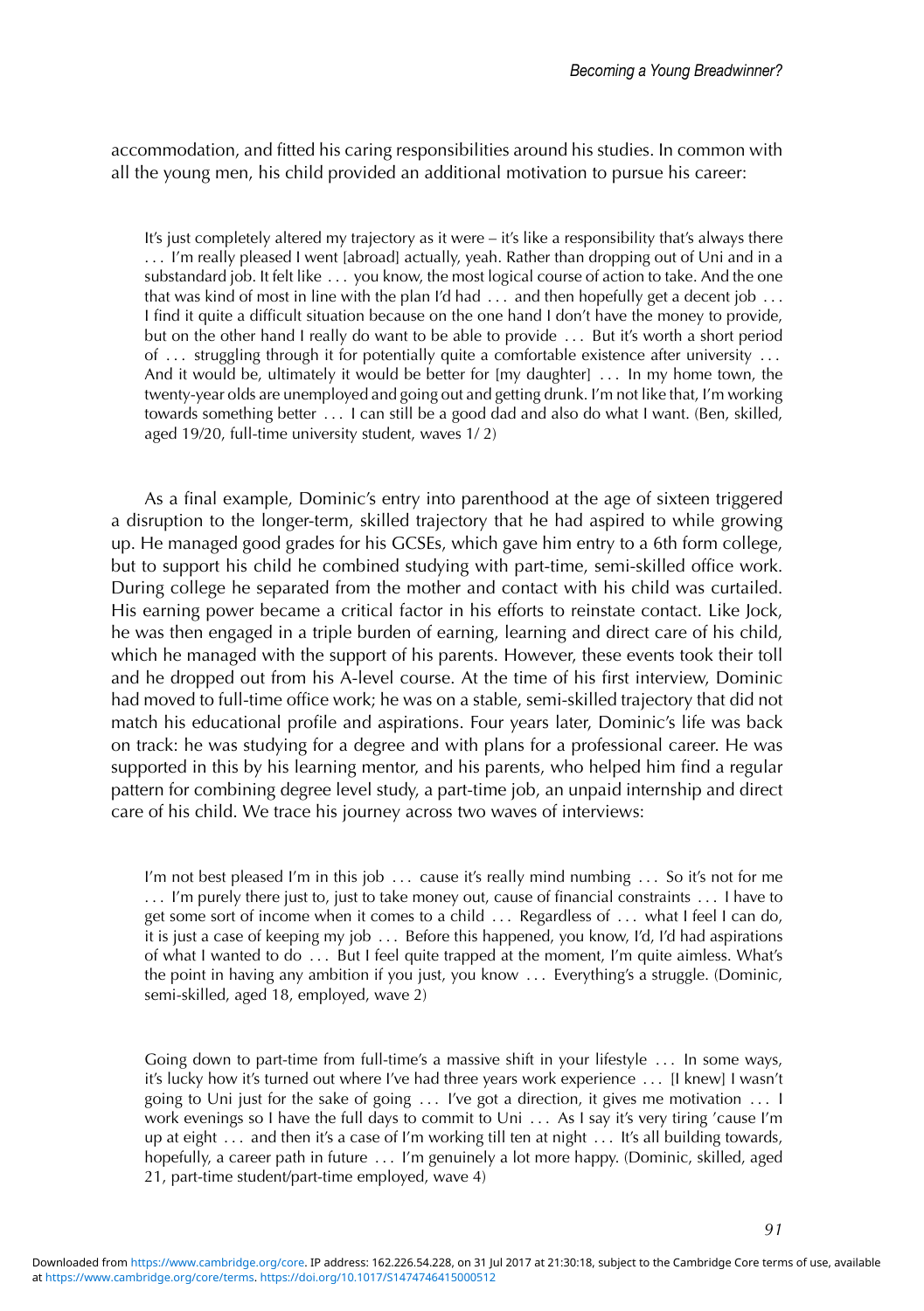accommodation, and fitted his caring responsibilities around his studies. In common with all the young men, his child provided an additional motivation to pursue his career:

> It's just completely altered my trajectory as it were – it's like a responsibility that's always there . . . I'm really pleased I went [abroad] actually, yeah. Rather than dropping out of Uni and in a substandard job. It felt like . . . you know, the most logical course of action to take. And the one that was kind of most in line with the plan I'd had . . . and then hopefully get a decent job . . . I find it quite a difficult situation because on the one hand I don't have the money to provide, but on the other hand I really do want to be able to provide . . . But it's worth a short period of . . . struggling through it for potentially quite a comfortable existence after university . . . And it would be, ultimately it would be better for [my daughter] . . . In my home town, the twenty-year olds are unemployed and going out and getting drunk. I'm not like that, I'm working towards something better . . . I can still be a good dad and also do what I want. (Ben, skilled, aged 19/20, full-time university student, waves 1/ 2)

As a final example, Dominic's entry into parenthood at the age of sixteen triggered a disruption to the longer-term, skilled trajectory that he had aspired to while growing up. He managed good grades for his GCSEs, which gave him entry to a 6th form college, but to support his child he combined studying with part-time, semi-skilled office work. During college he separated from the mother and contact with his child was curtailed. His earning power became a critical factor in his efforts to reinstate contact. Like Jock, he was then engaged in a triple burden of earning, learning and direct care of his child, which he managed with the support of his parents. However, these events took their toll and he dropped out from his A-level course. At the time of his first interview, Dominic had moved to full-time office work; he was on a stable, semi-skilled trajectory that did not match his educational profile and aspirations. Four years later, Dominic's life was back on track: he was studying for a degree and with plans for a professional career. He was supported in this by his learning mentor, and his parents, who helped him find a regular pattern for combining degree level study, a part-time job, an unpaid internship and direct care of his child. We trace his journey across two waves of interviews:

> I'm not best pleased I'm in this job . . . cause it's really mind numbing . . . So it's not for me . . . I'm purely there just to, just to take money out, cause of financial constraints . . . I have to get some sort of income when it comes to a child . . . Regardless of . . . what I feel I can do, it is just a case of keeping my job . . . Before this happened, you know, I'd, I'd had aspirations of what I wanted to do . . . But I feel quite trapped at the moment, I'm quite aimless. What's the point in having any ambition if you just, you know . . . Everything's a struggle. (Dominic, semi-skilled, aged 18, employed, wave 2)

> Going down to part-time from full-time's a massive shift in your lifestyle . . . In some ways, it's lucky how it's turned out where I've had three years work experience . . . [I knew] I wasn't going to Uni just for the sake of going . . . I've got a direction, it gives me motivation . . . I work evenings so I have the full days to commit to Uni . . . As I say it's very tiring 'cause I'm up at eight . . . and then it's a case of I'm working till ten at night . . . It's all building towards, hopefully, a career path in future . . . I'm genuinely a lot more happy. (Dominic, skilled, aged 21, part-time student/part-time employed, wave 4)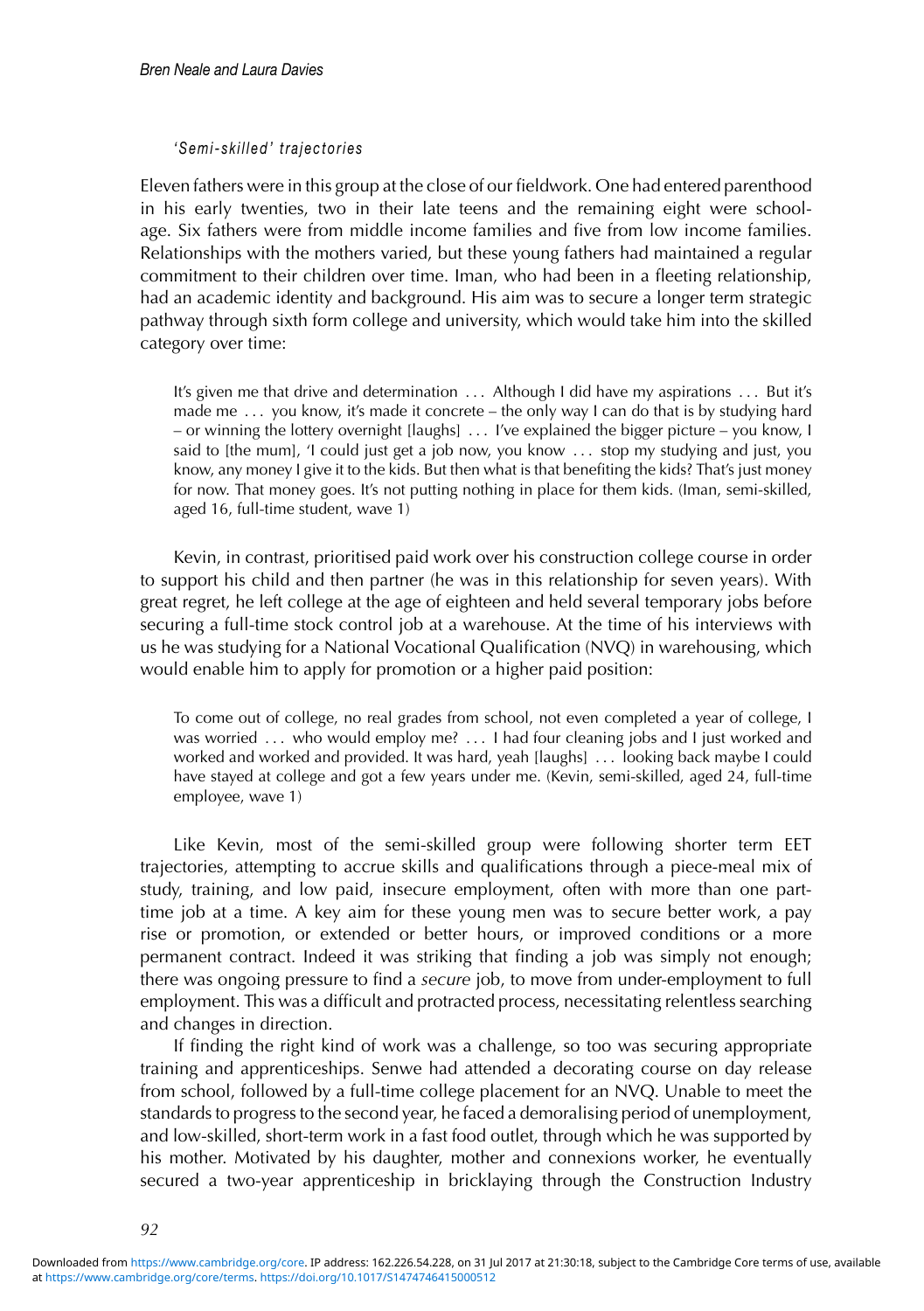### *'Semi-skilled' trajectories*

Eleven fathers were in this group at the close of our fieldwork. One had entered parenthood in his early twenties, two in their late teens and the remaining eight were school-age. Six fathers were from middle income families and five from low income families. Relationships with the mothers varied, but these young fathers had maintained a regular commitment to their children over time. Iman, who had been in a fleeting relationship, had an academic identity and background. His aim was to secure a longer term strategic pathway through sixth form college and university, which would take him into the skilled category over time:

> It's given me that drive and determination . . . Although I did have my aspirations . . . But it's made me . . . you know, it's made it concrete – the only way I can do that is by studying hard – or winning the lottery overnight [laughs] . . . I've explained the bigger picture – you know, I said to [the mum], 'I could just get a job now, you know . . . stop my studying and just, you know, any money I give it to the kids. But then what is that benefiting the kids? That's just money for now. That money goes. It's not putting nothing in place for them kids. (Iman, semi-skilled, aged 16, full-time student, wave 1)

Kevin, in contrast, prioritised paid work over his construction college course in order to support his child and then partner (he was in this relationship for seven years). With great regret, he left college at the age of eighteen and held several temporary jobs before securing a full-time stock control job at a warehouse. At the time of his interviews with us he was studying for a National Vocational Qualification (NVQ) in warehousing, which would enable him to apply for promotion or a higher paid position:

> To come out of college, no real grades from school, not even completed a year of college, I was worried . . . who would employ me? . . . I had four cleaning jobs and I just worked and worked and worked and provided. It was hard, yeah [laughs] . . . looking back maybe I could have stayed at college and got a few years under me. (Kevin, semi-skilled, aged 24, full-time employee, wave 1)

Like Kevin, most of the semi-skilled group were following shorter term EET trajectories, attempting to accrue skills and qualifications through a piece-meal mix of study, training, and low paid, insecure employment, often with more than one part-time job at a time. A key aim for these young men was to secure better work, a pay rise or promotion, or extended or better hours, or improved conditions or a more permanent contract. Indeed it was striking that finding a job was simply not enough; there was ongoing pressure to find a *secure* job, to move from under-employment to full employment. This was a difficult and protracted process, necessitating relentless searching and changes in direction.

If finding the right kind of work was a challenge, so too was securing appropriate training and apprenticeships. Senwe had attended a decorating course on day release from school, followed by a full-time college placement for an NVQ. Unable to meet the standards to progress to the second year, he faced a demoralising period of unemployment, and low-skilled, short-term work in a fast food outlet, through which he was supported by his mother. Motivated by his daughter, mother and connexions worker, he eventually secured a two-year apprenticeship in bricklaying through the Construction Industry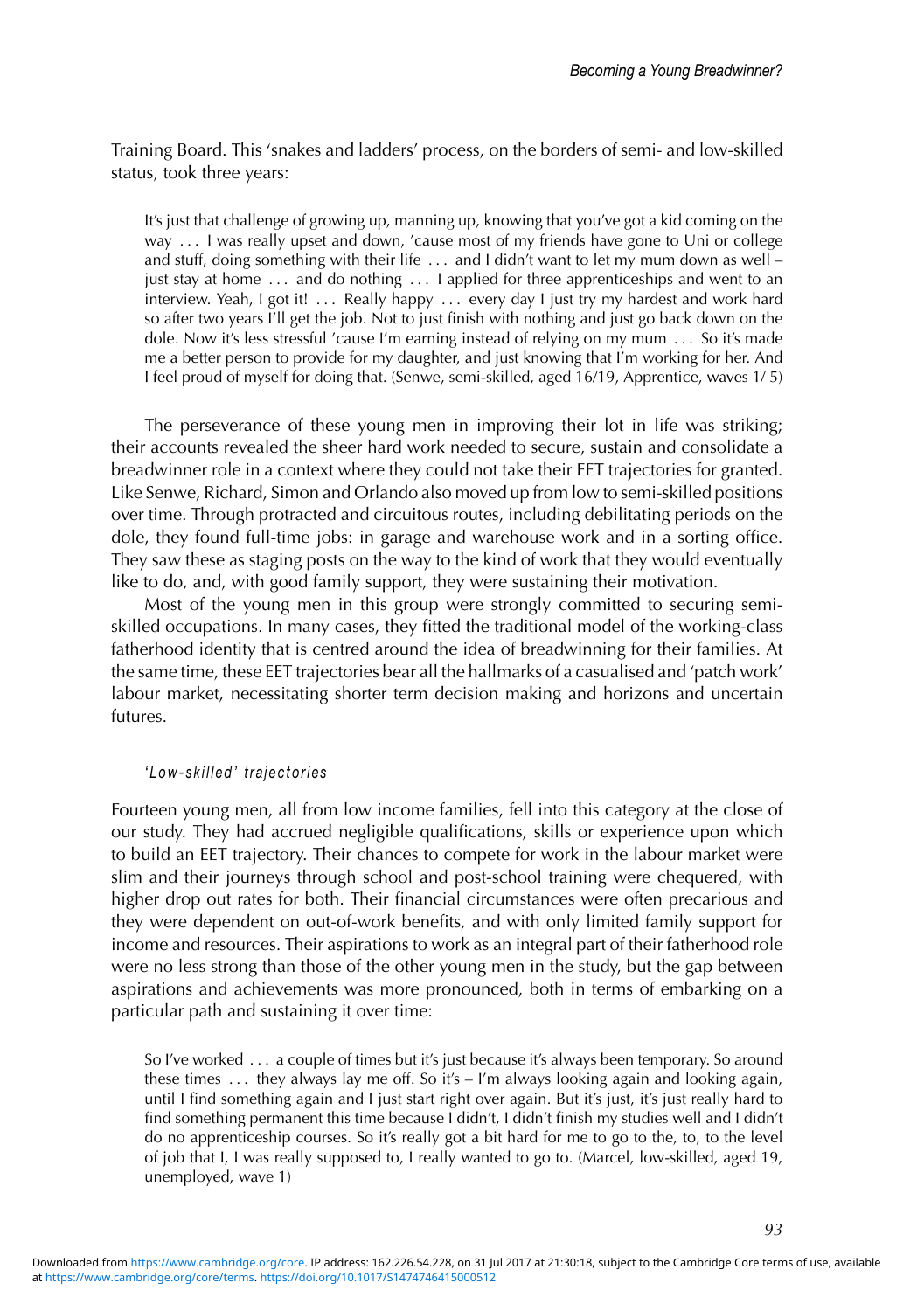Training Board. This 'snakes and ladders' process, on the borders of semi- and low-skilled status, took three years:

> It's just that challenge of growing up, manning up, knowing that you've got a kid coming on the way . . . I was really upset and down, 'cause most of my friends have gone to Uni or college and stuff, doing something with their life . . . and I didn't want to let my mum down as well – just stay at home . . . and do nothing . . . I applied for three apprenticeships and went to an interview. Yeah, I got it! . . . Really happy . . . every day I just try my hardest and work hard so after two years I'll get the job. Not to just finish with nothing and just go back down on the dole. Now it's less stressful 'cause I'm earning instead of relying on my mum . . . So it's made me a better person to provide for my daughter, and just knowing that I'm working for her. And I feel proud of myself for doing that. (Senwe, semi-skilled, aged 16/19, Apprentice, waves 1/ 5)

The perseverance of these young men in improving their lot in life was striking; their accounts revealed the sheer hard work needed to secure, sustain and consolidate a breadwinner role in a context where they could not take their EET trajectories for granted. Like Senwe, Richard, Simon and Orlando also moved up from low to semi-skilled positions over time. Through protracted and circuitous routes, including debilitating periods on the dole, they found full-time jobs: in garage and warehouse work and in a sorting office. They saw these as staging posts on the way to the kind of work that they would eventually like to do, and, with good family support, they were sustaining their motivation.

Most of the young men in this group were strongly committed to securing semi-skilled occupations. In many cases, they fitted the traditional model of the working-class fatherhood identity that is centred around the idea of breadwinning for their families. At the same time, these EET trajectories bear all the hallmarks of a casualised and 'patch work' labour market, necessitating shorter term decision making and horizons and uncertain futures.

#### *'Low-skilled' trajectories*

Fourteen young men, all from low income families, fell into this category at the close of our study. They had accrued negligible qualifications, skills or experience upon which to build an EET trajectory. Their chances to compete for work in the labour market were slim and their journeys through school and post-school training were chequered, with higher drop out rates for both. Their financial circumstances were often precarious and they were dependent on out-of-work benefits, and with only limited family support for income and resources. Their aspirations to work as an integral part of their fatherhood role were no less strong than those of the other young men in the study, but the gap between aspirations and achievements was more pronounced, both in terms of embarking on a particular path and sustaining it over time:

> So I've worked . . . a couple of times but it's just because it's always been temporary. So around these times . . . they always lay me off. So it's – I'm always looking again and looking again, until I find something again and I just start right over again. But it's just, it's just really hard to find something permanent this time because I didn't, I didn't finish my studies well and I didn't do no apprenticeship courses. So it's really got a bit hard for me to go to the, to, to the level of job that I, I was really supposed to, I really wanted to go to. (Marcel, low-skilled, aged 19, unemployed, wave 1)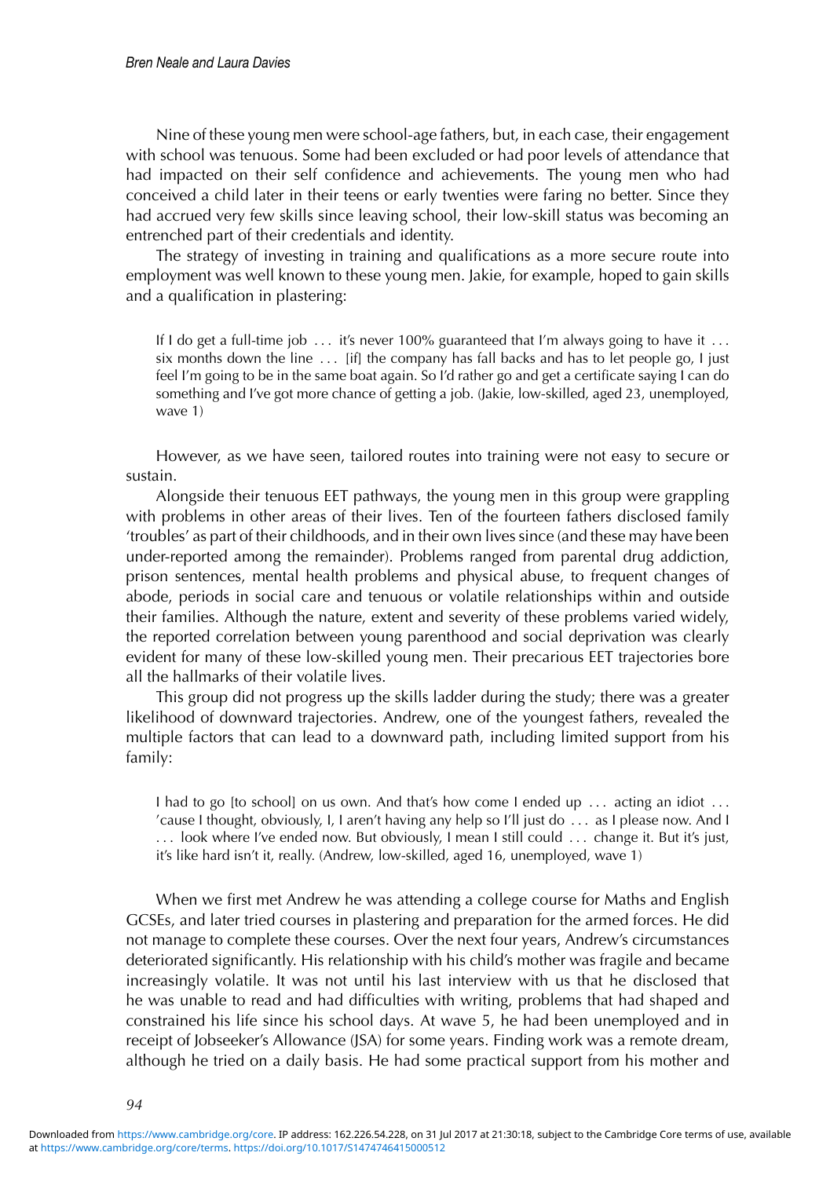Nine of these young men were school-age fathers, but, in each case, their engagement with school was tenuous. Some had been excluded or had poor levels of attendance that had impacted on their self confidence and achievements. The young men who had conceived a child later in their teens or early twenties were faring no better. Since they had accrued very few skills since leaving school, their low-skill status was becoming an entrenched part of their credentials and identity.

The strategy of investing in training and qualifications as a more secure route into employment was well known to these young men. Jakie, for example, hoped to gain skills and a qualification in plastering:

> If I do get a full-time job ... it's never 100% guaranteed that I'm always going to have it ... six months down the line ... [if] the company has fall backs and has to let people go, I just feel I'm going to be in the same boat again. So I'd rather go and get a certificate saying I can do something and I've got more chance of getting a job. (Jakie, low-skilled, aged 23, unemployed, wave 1)

However, as we have seen, tailored routes into training were not easy to secure or sustain.

Alongside their tenuous EET pathways, the young men in this group were grappling with problems in other areas of their lives. Ten of the fourteen fathers disclosed family 'troubles' as part of their childhoods, and in their own lives since (and these may have been under-reported among the remainder). Problems ranged from parental drug addiction, prison sentences, mental health problems and physical abuse, to frequent changes of abode, periods in social care and tenuous or volatile relationships within and outside their families. Although the nature, extent and severity of these problems varied widely, the reported correlation between young parenthood and social deprivation was clearly evident for many of these low-skilled young men. Their precarious EET trajectories bore all the hallmarks of their volatile lives.

This group did not progress up the skills ladder during the study; there was a greater likelihood of downward trajectories. Andrew, one of the youngest fathers, revealed the multiple factors that can lead to a downward path, including limited support from his family:

> I had to go [to school] on us own. And that's how come I ended up ... acting an idiot ... 'cause I thought, obviously, I, I aren't having any help so I'll just do ... as I please now. And I ... look where I've ended now. But obviously, I mean I still could ... change it. But it's just, it's like hard isn't it, really. (Andrew, low-skilled, aged 16, unemployed, wave 1)

When we first met Andrew he was attending a college course for Maths and English GCSEs, and later tried courses in plastering and preparation for the armed forces. He did not manage to complete these courses. Over the next four years, Andrew's circumstances deteriorated significantly. His relationship with his child's mother was fragile and became increasingly volatile. It was not until his last interview with us that he disclosed that he was unable to read and had difficulties with writing, problems that had shaped and constrained his life since his school days. At wave 5, he had been unemployed and in receipt of Jobseeker's Allowance (JSA) for some years. Finding work was a remote dream, although he tried on a daily basis. He had some practical support from his mother and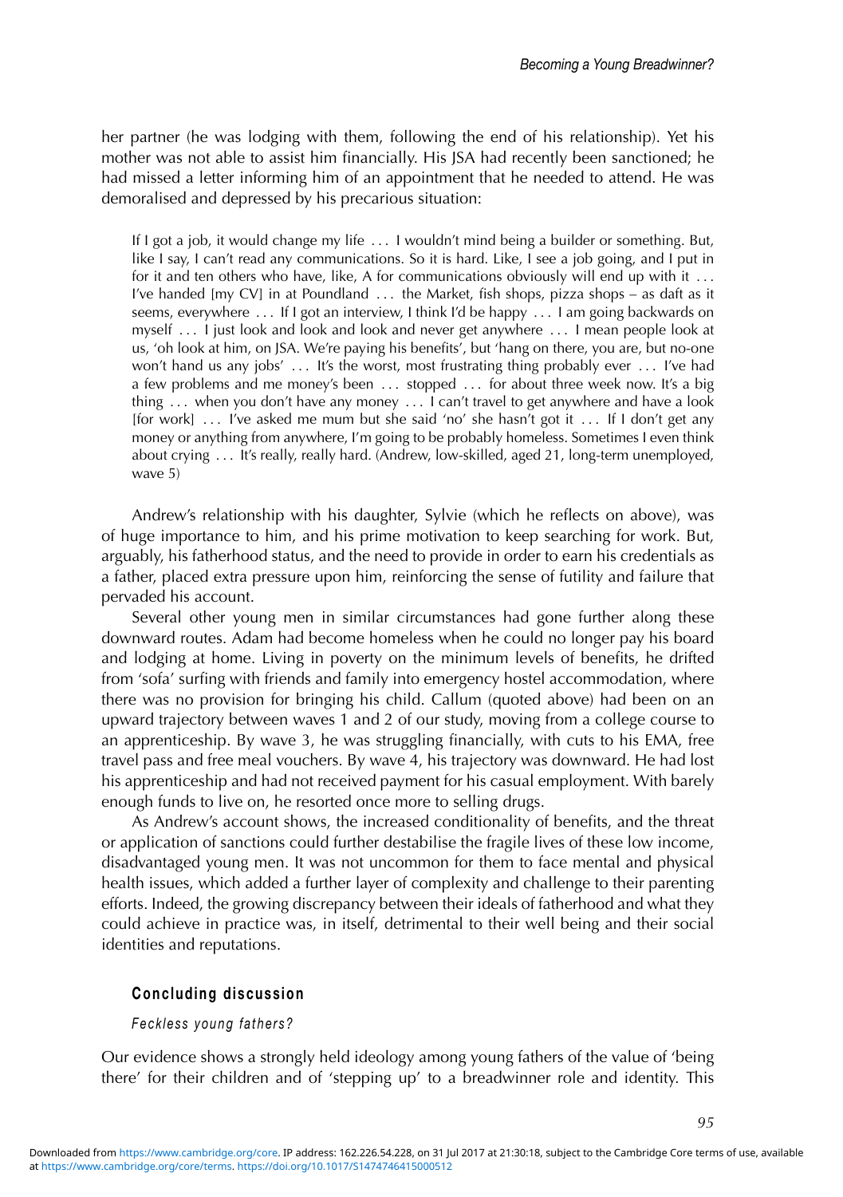her partner (he was lodging with them, following the end of his relationship). Yet his mother was not able to assist him financially. His JSA had recently been sanctioned; he had missed a letter informing him of an appointment that he needed to attend. He was demoralised and depressed by his precarious situation:

> If I got a job, it would change my life ... I wouldn't mind being a builder or something. But, like I say, I can't read any communications. So it is hard. Like, I see a job going, and I put in for it and ten others who have, like, A for communications obviously will end up with it ... I've handed [my CV] in at Poundland ... the Market, fish shops, pizza shops – as daft as it seems, everywhere ... If I got an interview, I think I'd be happy ... I am going backwards on myself ... I just look and look and look and never get anywhere ... I mean people look at us, 'oh look at him, on JSA. We're paying his benefits', but 'hang on there, you are, but no-one won't hand us any jobs' ... It's the worst, most frustrating thing probably ever ... I've had a few problems and me money's been ... stopped ... for about three week now. It's a big thing ... when you don't have any money ... I can't travel to get anywhere and have a look [for work] ... I've asked me mum but she said 'no' she hasn't got it ... If I don't get any money or anything from anywhere, I'm going to be probably homeless. Sometimes I even think about crying ... It's really, really hard. (Andrew, low-skilled, aged 21, long-term unemployed, wave 5)

Andrew's relationship with his daughter, Sylvie (which he reflects on above), was of huge importance to him, and his prime motivation to keep searching for work. But, arguably, his fatherhood status, and the need to provide in order to earn his credentials as a father, placed extra pressure upon him, reinforcing the sense of futility and failure that pervaded his account.

Several other young men in similar circumstances had gone further along these downward routes. Adam had become homeless when he could no longer pay his board and lodging at home. Living in poverty on the minimum levels of benefits, he drifted from 'sofa' surfing with friends and family into emergency hostel accommodation, where there was no provision for bringing his child. Callum (quoted above) had been on an upward trajectory between waves 1 and 2 of our study, moving from a college course to an apprenticeship. By wave 3, he was struggling financially, with cuts to his EMA, free travel pass and free meal vouchers. By wave 4, his trajectory was downward. He had lost his apprenticeship and had not received payment for his casual employment. With barely enough funds to live on, he resorted once more to selling drugs.

As Andrew's account shows, the increased conditionality of benefits, and the threat or application of sanctions could further destabilise the fragile lives of these low income, disadvantaged young men. It was not uncommon for them to face mental and physical health issues, which added a further layer of complexity and challenge to their parenting efforts. Indeed, the growing discrepancy between their ideals of fatherhood and what they could achieve in practice was, in itself, detrimental to their well being and their social identities and reputations.

## Concluding discussion

### *Feckless young fathers?*

Our evidence shows a strongly held ideology among young fathers of the value of 'being there' for their children and of 'stepping up' to a breadwinner role and identity. This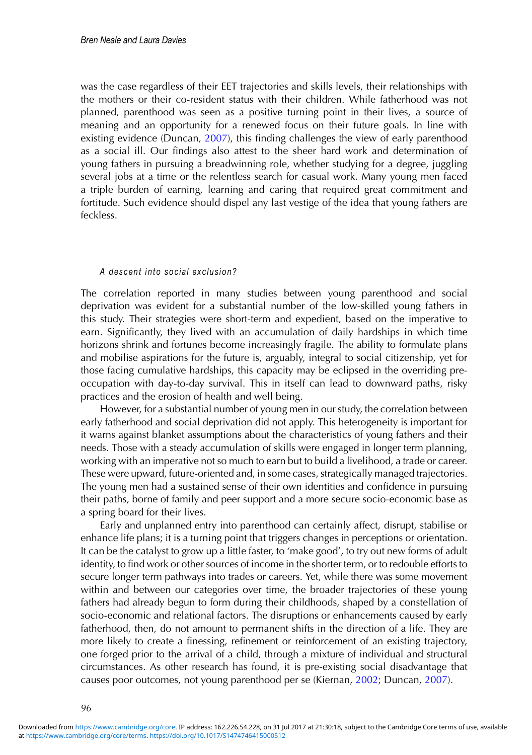was the case regardless of their EET trajectories and skills levels, their relationships with the mothers or their co-resident status with their children. While fatherhood was not planned, parenthood was seen as a positive turning point in their lives, a source of meaning and an opportunity for a renewed focus on their future goals. In line with existing evidence (Duncan, 2007), this finding challenges the view of early parenthood as a social ill. Our findings also attest to the sheer hard work and determination of young fathers in pursuing a breadwinning role, whether studying for a degree, juggling several jobs at a time or the relentless search for casual work. Many young men faced a triple burden of earning, learning and caring that required great commitment and fortitude. Such evidence should dispel any last vestige of the idea that young fathers are feckless.

### *A descent into social exclusion?*

The correlation reported in many studies between young parenthood and social deprivation was evident for a substantial number of the low-skilled young fathers in this study. Their strategies were short-term and expedient, based on the imperative to earn. Significantly, they lived with an accumulation of daily hardships in which time horizons shrink and fortunes become increasingly fragile. The ability to formulate plans and mobilise aspirations for the future is, arguably, integral to social citizenship, yet for those facing cumulative hardships, this capacity may be eclipsed in the overriding pre-occupation with day-to-day survival. This in itself can lead to downward paths, risky practices and the erosion of health and well being.

However, for a substantial number of young men in our study, the correlation between early fatherhood and social deprivation did not apply. This heterogeneity is important for it warns against blanket assumptions about the characteristics of young fathers and their needs. Those with a steady accumulation of skills were engaged in longer term planning, working with an imperative not so much to earn but to build a livelihood, a trade or career. These were upward, future-oriented and, in some cases, strategically managed trajectories. The young men had a sustained sense of their own identities and confidence in pursuing their paths, borne of family and peer support and a more secure socio-economic base as a spring board for their lives.

Early and unplanned entry into parenthood can certainly affect, disrupt, stabilise or enhance life plans; it is a turning point that triggers changes in perceptions or orientation. It can be the catalyst to grow up a little faster, to 'make good', to try out new forms of adult identity, to find work or other sources of income in the shorter term, or to redouble efforts to secure longer term pathways into trades or careers. Yet, while there was some movement within and between our categories over time, the broader trajectories of these young fathers had already begun to form during their childhoods, shaped by a constellation of socio-economic and relational factors. The disruptions or enhancements caused by early fatherhood, then, do not amount to permanent shifts in the direction of a life. They are more likely to create a finessing, refinement or reinforcement of an existing trajectory, one forged prior to the arrival of a child, through a mixture of individual and structural circumstances. As other research has found, it is pre-existing social disadvantage that causes poor outcomes, not young parenthood per se (Kiernan, 2002; Duncan, 2007).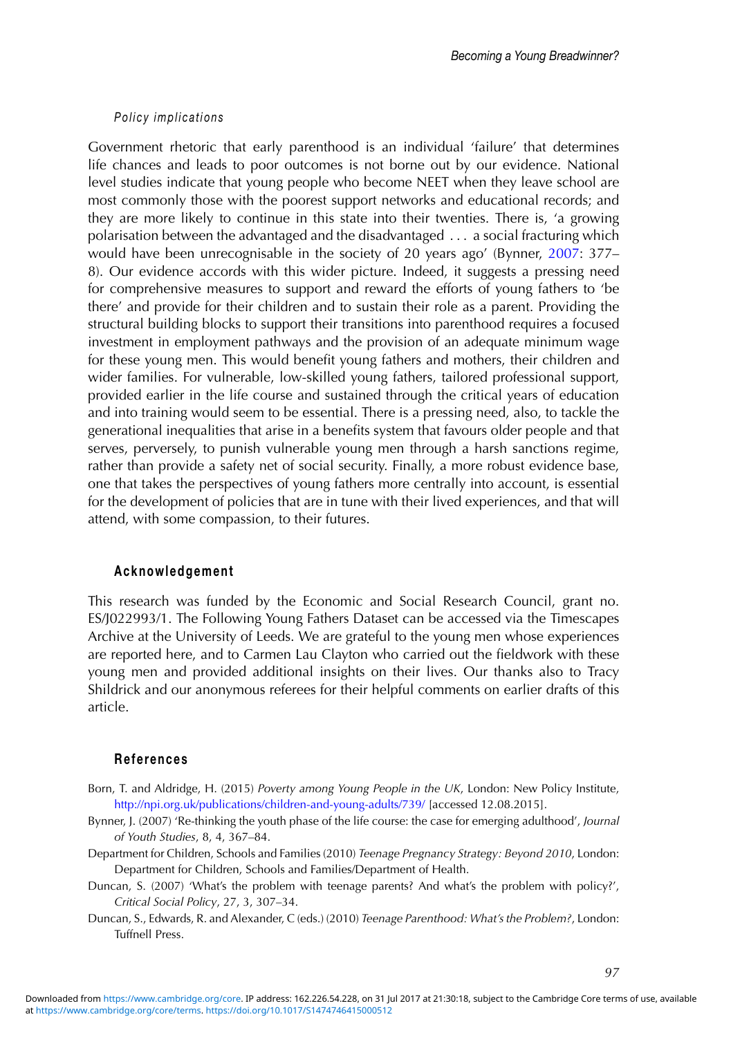### *Policy implications*

Government rhetoric that early parenthood is an individual 'failure' that determines life chances and leads to poor outcomes is not borne out by our evidence. National level studies indicate that young people who become NEET when they leave school are most commonly those with the poorest support networks and educational records; and they are more likely to continue in this state into their twenties. There is, 'a growing polarisation between the advantaged and the disadvantaged . . . a social fracturing which would have been unrecognisable in the society of 20 years ago' (Bynner, 2007: 377–8). Our evidence accords with this wider picture. Indeed, it suggests a pressing need for comprehensive measures to support and reward the efforts of young fathers to 'be there' and provide for their children and to sustain their role as a parent. Providing the structural building blocks to support their transitions into parenthood requires a focused investment in employment pathways and the provision of an adequate minimum wage for these young men. This would benefit young fathers and mothers, their children and wider families. For vulnerable, low-skilled young fathers, tailored professional support, provided earlier in the life course and sustained through the critical years of education and into training would seem to be essential. There is a pressing need, also, to tackle the generational inequalities that arise in a benefits system that favours older people and that serves, perversely, to punish vulnerable young men through a harsh sanctions regime, rather than provide a safety net of social security. Finally, a more robust evidence base, one that takes the perspectives of young fathers more centrally into account, is essential for the development of policies that are in tune with their lived experiences, and that will attend, with some compassion, to their futures.

## Acknowledgement

This research was funded by the Economic and Social Research Council, grant no. ES/J022993/1. The Following Young Fathers Dataset can be accessed via the Timescapes Archive at the University of Leeds. We are grateful to the young men whose experiences are reported here, and to Carmen Lau Clayton who carried out the fieldwork with these young men and provided additional insights on their lives. Our thanks also to Tracy Shildrick and our anonymous referees for their helpful comments on earlier drafts of this article.

## References

Born, T. and Aldridge, H. (2015) *Poverty among Young People in the UK*, London: New Policy Institute, http://npi.org.uk/publications/children-and-young-adults/739/ [accessed 12.08.2015].

Bynner, J. (2007) 'Re-thinking the youth phase of the life course: the case for emerging adulthood', *Journal of Youth Studies*, 8, 4, 367–84.

Department for Children, Schools and Families (2010) *Teenage Pregnancy Strategy: Beyond 2010*, London: Department for Children, Schools and Families/Department of Health.

Duncan, S. (2007) 'What's the problem with teenage parents? And what's the problem with policy?', *Critical Social Policy*, 27, 3, 307–34.

Duncan, S., Edwards, R. and Alexander, C (eds.) (2010) *Teenage Parenthood: What's the Problem?*, London: Tuffnell Press.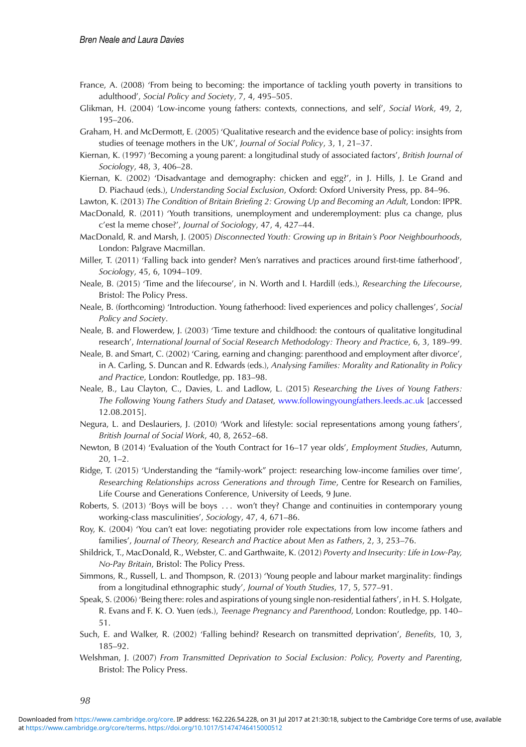France, A. (2008) 'From being to becoming: the importance of tackling youth poverty in transitions to adulthood', *Social Policy and Society*, 7, 4, 495–505.

Glikman, H. (2004) 'Low-income young fathers: contexts, connections, and self', *Social Work*, 49, 2, 195–206.

Graham, H. and McDermott, E. (2005) 'Qualitative research and the evidence base of policy: insights from studies of teenage mothers in the UK', *Journal of Social Policy*, 3, 1, 21–37.

Kiernan, K. (1997) 'Becoming a young parent: a longitudinal study of associated factors', *British Journal of Sociology*, 48, 3, 406–28.

Kiernan, K. (2002) 'Disadvantage and demography: chicken and egg?', in J. Hills, J. Le Grand and D. Piachaud (eds.), *Understanding Social Exclusion*, Oxford: Oxford University Press, pp. 84–96.

Lawton, K. (2013) *The Condition of Britain Briefing 2: Growing Up and Becoming an Adult*, London: IPPR.

MacDonald, R. (2011) 'Youth transitions, unemployment and underemployment: plus ca change, plus c'est la meme chose?', *Journal of Sociology*, 47, 4, 427–44.

MacDonald, R. and Marsh, J. (2005) *Disconnected Youth: Growing up in Britain's Poor Neighbourhoods*, London: Palgrave Macmillan.

Miller, T. (2011) 'Falling back into gender? Men's narratives and practices around first-time fatherhood', *Sociology*, 45, 6, 1094–109.

Neale, B. (2015) 'Time and the lifecourse', in N. Worth and I. Hardill (eds.), *Researching the Lifecourse*, Bristol: The Policy Press.

Neale, B. (forthcoming) 'Introduction. Young fatherhood: lived experiences and policy challenges', *Social Policy and Society*.

Neale, B. and Flowerdew, J. (2003) 'Time texture and childhood: the contours of qualitative longitudinal research', *International Journal of Social Research Methodology: Theory and Practice*, 6, 3, 189–99.

Neale, B. and Smart, C. (2002) 'Caring, earning and changing: parenthood and employment after divorce', in A. Carling, S. Duncan and R. Edwards (eds.), *Analysing Families: Morality and Rationality in Policy and Practice*, London: Routledge, pp. 183–98.

Neale, B., Lau Clayton, C., Davies, L. and Ladlow, L. (2015) *Researching the Lives of Young Fathers: The Following Young Fathers Study and Dataset,* www.followingyoungfathers.leeds.ac.uk [accessed 12.08.2015].

Negura, L. and Deslauriers, J. (2010) 'Work and lifestyle: social representations among young fathers', *British Journal of Social Work*, 40, 8, 2652–68.

Newton, B (2014) 'Evaluation of the Youth Contract for 16–17 year olds', *Employment Studies*, Autumn, 20, 1–2.

Ridge, T. (2015) 'Understanding the "family-work" project: researching low-income families over time', *Researching Relationships across Generations and through Time*, Centre for Research on Families, Life Course and Generations Conference, University of Leeds, 9 June.

Roberts, S. (2013) 'Boys will be boys ... won't they? Change and continuities in contemporary young working-class masculinities', *Sociology*, 47, 4, 671–86.

Roy, K. (2004) 'You can't eat love: negotiating provider role expectations from low income fathers and families', *Journal of Theory, Research and Practice about Men as Fathers*, 2, 3, 253–76.

Shildrick, T., MacDonald, R., Webster, C. and Garthwaite, K. (2012) *Poverty and Insecurity: Life in Low-Pay, No-Pay Britain*, Bristol: The Policy Press.

Simmons, R., Russell, L. and Thompson, R. (2013) 'Young people and labour market marginality: findings from a longitudinal ethnographic study', *Journal of Youth Studies*, 17, 5, 577–91.

Speak, S. (2006) 'Being there: roles and aspirations of young single non-residential fathers', in H. S. Holgate, R. Evans and F. K. O. Yuen (eds.), *Teenage Pregnancy and Parenthood*, London: Routledge, pp. 140–51.

Such, E. and Walker, R. (2002) 'Falling behind? Research on transmitted deprivation', *Benefits*, 10, 3, 185–92.

Welshman, J. (2007) *From Transmitted Deprivation to Social Exclusion: Policy, Poverty and Parenting*, Bristol: The Policy Press.